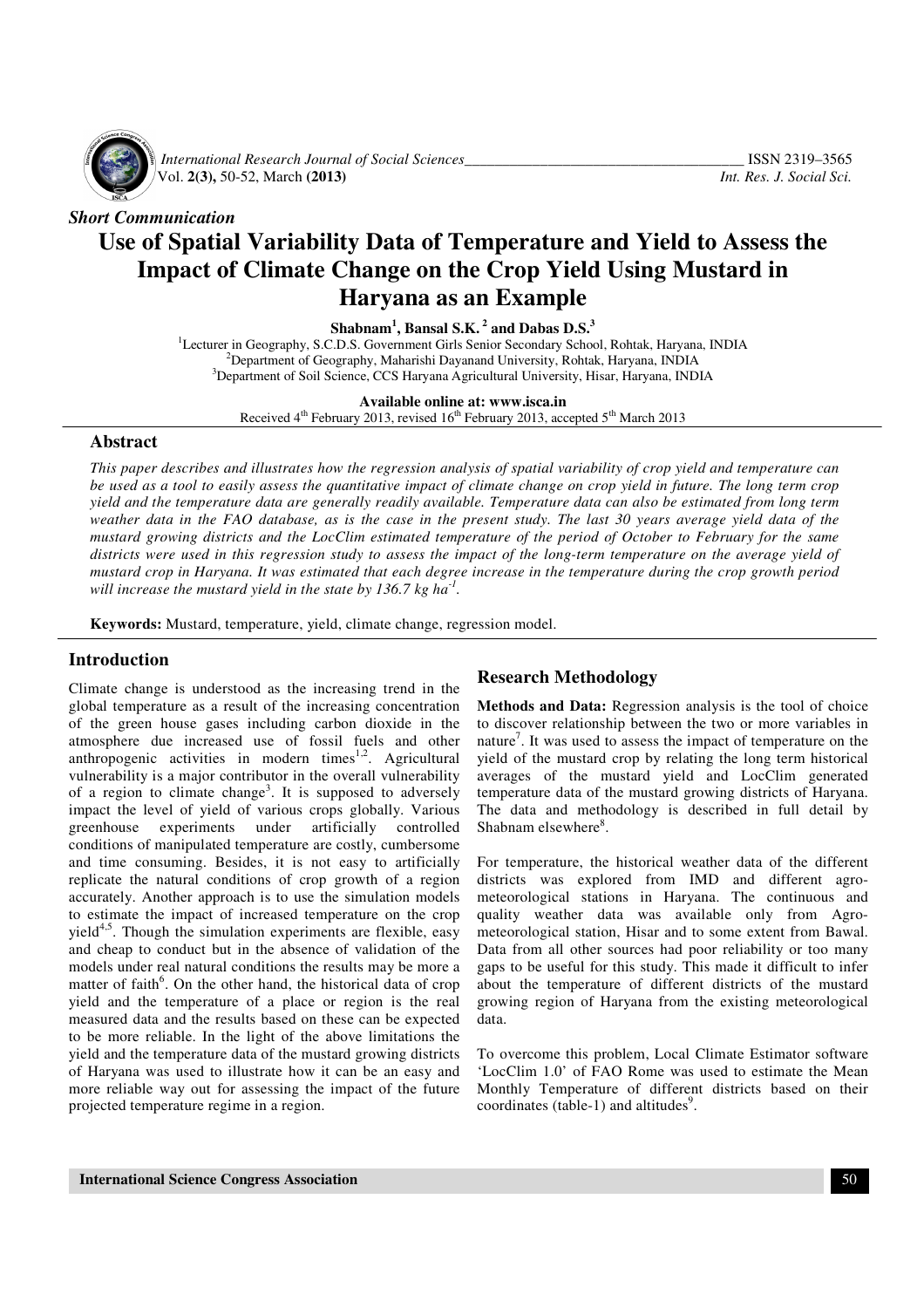*Short Communication*

# Use of Spatial Variability Data of Temperature and Yield to Assess the Impact of Climate Change on the Crop Yield Using Mustard in Haryana as an Example

**Shabnam[1], Bansal S.K.[2] and Dabas D.S.[3]**

[1]Lecturer in Geography, S.C.D.S. Government Girls Senior Secondary School, Rohtak, Haryana, INDIA
[2]Department of Geography, Maharishi Dayanand University, Rohtak, Haryana, INDIA
[3]Department of Soil Science, CCS Haryana Agricultural University, Hisar, Haryana, INDIA

**Available online at: www.isca.in**
Received 4th February 2013, revised 16th February 2013, accepted 5th March 2013

## Abstract

*This paper describes and illustrates how the regression analysis of spatial variability of crop yield and temperature can be used as a tool to easily assess the quantitative impact of climate change on crop yield in future. The long term crop yield and the temperature data are generally readily available. Temperature data can also be estimated from long term weather data in the FAO database, as is the case in the present study. The last 30 years average yield data of the mustard growing districts and the LocClim estimated temperature of the period of October to February for the same districts were used in this regression study to assess the impact of the long-term temperature on the average yield of mustard crop in Haryana. It was estimated that each degree increase in the temperature during the crop growth period will increase the mustard yield in the state by 136.7 kg ha$^{-1}$.*

**Keywords:** Mustard, temperature, yield, climate change, regression model.

## Introduction

Climate change is understood as the increasing trend in the global temperature as a result of the increasing concentration of the green house gases including carbon dioxide in the atmosphere due increased use of fossil fuels and other anthropogenic activities in modern times[1,2]. Agricultural vulnerability is a major contributor in the overall vulnerability of a region to climate change[3]. It is supposed to adversely impact the level of yield of various crops globally. Various greenhouse experiments under artificially controlled conditions of manipulated temperature are costly, cumbersome and time consuming. Besides, it is not easy to artificially replicate the natural conditions of crop growth of a region accurately. Another approach is to use the simulation models to estimate the impact of increased temperature on the crop yield[4,5]. Though the simulation experiments are flexible, easy and cheap to conduct but in the absence of validation of the models under real natural conditions the results may be more a matter of faith[6]. On the other hand, the historical data of crop yield and the temperature of a place or region is the real measured data and the results based on these can be expected to be more reliable. In the light of the above limitations the yield and the temperature data of the mustard growing districts of Haryana was used to illustrate how it can be an easy and more reliable way out for assessing the impact of the future projected temperature regime in a region.

## Research Methodology

**Methods and Data:** Regression analysis is the tool of choice to discover relationship between the two or more variables in nature[7]. It was used to assess the impact of temperature on the yield of the mustard crop by relating the long term historical averages of the mustard yield and LocClim generated temperature data of the mustard growing districts of Haryana. The data and methodology is described in full detail by Shabnam elsewhere[8].

For temperature, the historical weather data of the different districts was explored from IMD and different agro-meteorological stations in Haryana. The continuous and quality weather data was available only from Agro-meteorological station, Hisar and to some extent from Bawal. Data from all other sources had poor reliability or too many gaps to be useful for this study. This made it difficult to infer about the temperature of different districts of the mustard growing region of Haryana from the existing meteorological data.

To overcome this problem, Local Climate Estimator software 'LocClim 1.0' of FAO Rome was used to estimate the Mean Monthly Temperature of different districts based on their coordinates (table-1) and altitudes[9].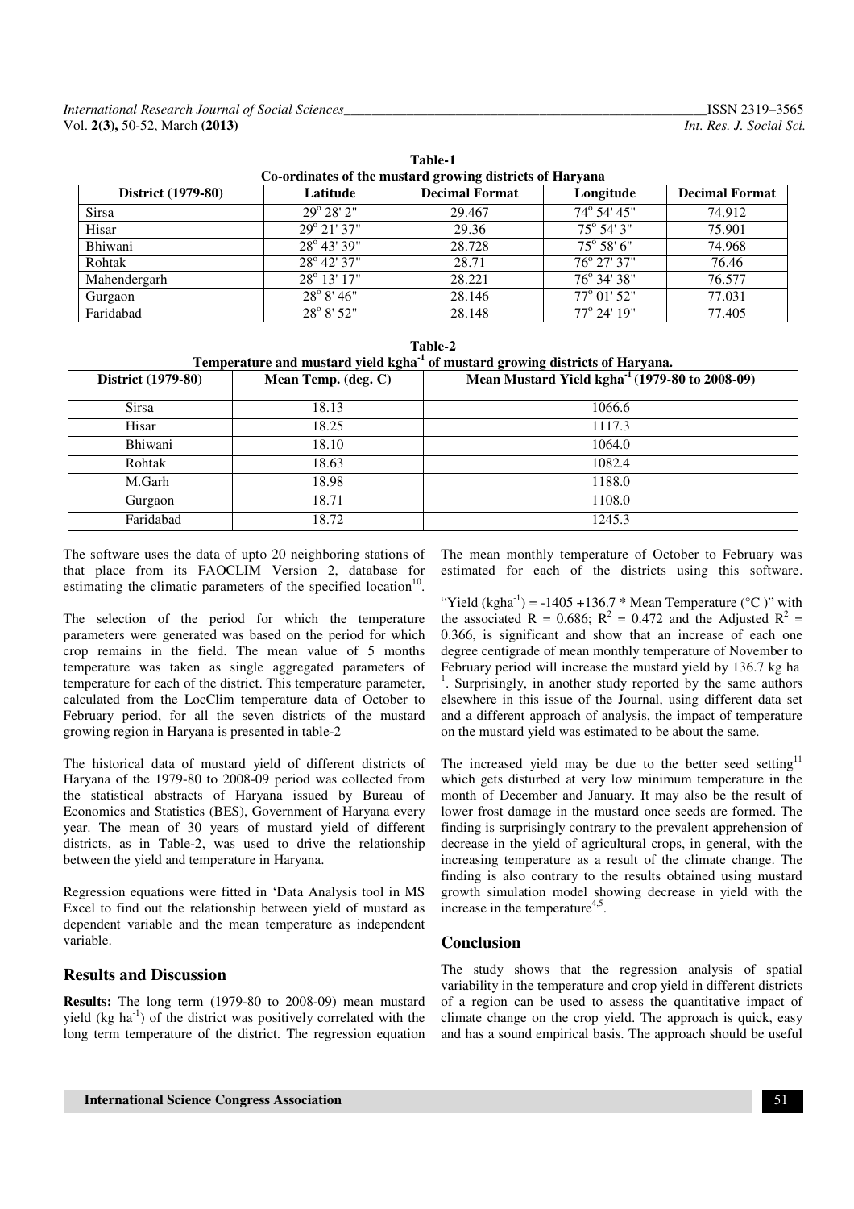**Table-1**
**Co-ordinates of the mustard growing districts of Haryana**

| District (1979-80) | Latitude | Decimal Format | Longitude | Decimal Format |
|---|---|---|---|---|
| Sirsa | 29° 28' 2" | 29.467 | 74° 54' 45" | 74.912 |
| Hisar | 29° 21' 37" | 29.36 | 75° 54' 3" | 75.901 |
| Bhiwani | 28° 43' 39" | 28.728 | 75° 58' 6" | 74.968 |
| Rohtak | 28° 42' 37" | 28.71 | 76° 27' 37" | 76.46 |
| Mahendergarh | 28° 13' 17" | 28.221 | 76° 34' 38" | 76.577 |
| Gurgaon | 28° 8' 46" | 28.146 | 77° 01' 52" | 77.031 |
| Faridabad | 28° 8' 52" | 28.148 | 77° 24' 19" | 77.405 |

**Table-2**
**Temperature and mustard yield $kgha^{-1}$ of mustard growing districts of Haryana.**

| District (1979-80) | Mean Temp. (deg. C) | Mean Mustard Yield $kgha^{-1}$ (1979-80 to 2008-09) |
|---|---|---|
| Sirsa | 18.13 | 1066.6 |
| Hisar | 18.25 | 1117.3 |
| Bhiwani | 18.10 | 1064.0 |
| Rohtak | 18.63 | 1082.4 |
| M.Garh | 18.98 | 1188.0 |
| Gurgaon | 18.71 | 1108.0 |
| Faridabad | 18.72 | 1245.3 |

The software uses the data of upto 20 neighboring stations of that place from its FAOCLIM Version 2, database for estimating the climatic parameters of the specified location[10].

The selection of the period for which the temperature parameters were generated was based on the period for which crop remains in the field. The mean value of 5 months temperature was taken as single aggregated parameters of temperature for each of the district. This temperature parameter, calculated from the LocClim temperature data of October to February period, for all the seven districts of the mustard growing region in Haryana is presented in table-2

The historical data of mustard yield of different districts of Haryana of the 1979-80 to 2008-09 period was collected from the statistical abstracts of Haryana issued by Bureau of Economics and Statistics (BES), Government of Haryana every year. The mean of 30 years of mustard yield of different districts, as in Table-2, was used to drive the relationship between the yield and temperature in Haryana.

Regression equations were fitted in 'Data Analysis tool in MS Excel to find out the relationship between yield of mustard as dependent variable and the mean temperature as independent variable.

## Results and Discussion

**Results:** The long term (1979-80 to 2008-09) mean mustard yield (kg $ha^{-1}$) of the district was positively correlated with the long term temperature of the district. The regression equation The mean monthly temperature of October to February was estimated for each of the districts using this software.

"Yield ($kgha^{-1}$) = -1405 +136.7 * Mean Temperature (°C )" with the associated R = 0.686; $R^2$ = 0.472 and the Adjusted $R^2$ = 0.366, is significant and show that an increase of each one degree centigrade of mean monthly temperature of November to February period will increase the mustard yield by 136.7 kg $ha^{-1}$. Surprisingly, in another study reported by the same authors elsewhere in this issue of the Journal, using different data set and a different approach of analysis, the impact of temperature on the mustard yield was estimated to be about the same.

The increased yield may be due to the better seed setting[11] which gets disturbed at very low minimum temperature in the month of December and January. It may also be the result of lower frost damage in the mustard once seeds are formed. The finding is surprisingly contrary to the prevalent apprehension of decrease in the yield of agricultural crops, in general, with the increasing temperature as a result of the climate change. The finding is also contrary to the results obtained using mustard growth simulation model showing decrease in yield with the increase in the temperature[4,5].

## Conclusion

The study shows that the regression analysis of spatial variability in the temperature and crop yield in different districts of a region can be used to assess the quantitative impact of climate change on the crop yield. The approach is quick, easy and has a sound empirical basis. The approach should be useful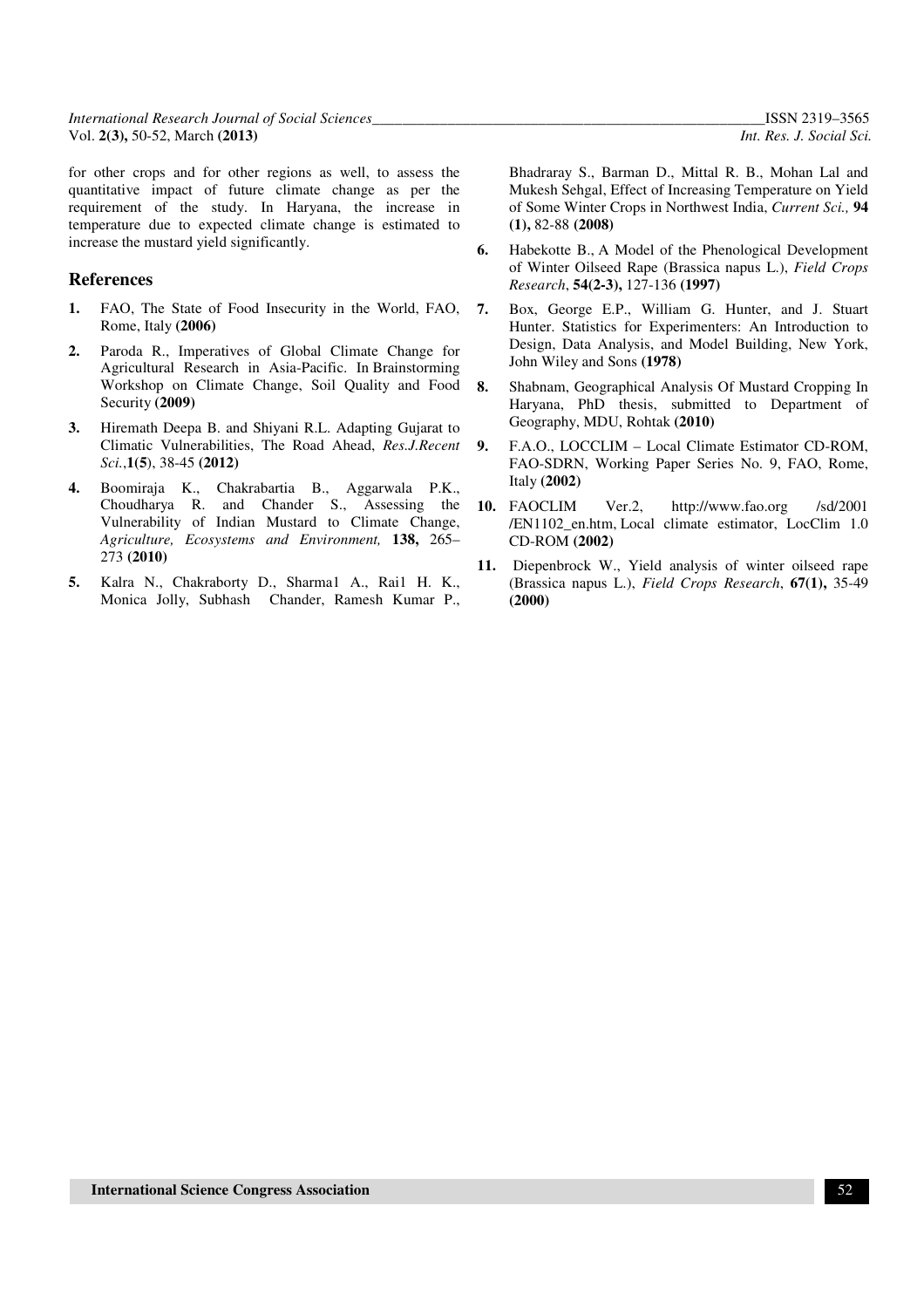for other crops and for other regions as well, to assess the quantitative impact of future climate change as per the requirement of the study. In Haryana, the increase in temperature due to expected climate change is estimated to increase the mustard yield significantly.

## References

1. FAO, The State of Food Insecurity in the World, FAO, Rome, Italy **(2006)**
2. Paroda R., Imperatives of Global Climate Change for Agricultural Research in Asia-Pacific. In Brainstorming Workshop on Climate Change, Soil Quality and Food Security **(2009)**
3. Hiremath Deepa B. and Shiyani R.L. Adapting Gujarat to Climatic Vulnerabilities, The Road Ahead, *Res.J.Recent Sci.*,**1(5**), 38-45 **(2012)**
4. Boomiraja K., Chakrabartia B., Aggarwala P.K., Choudharya R. and Chander S., Assessing the Vulnerability of Indian Mustard to Climate Change, *Agriculture, Ecosystems and Environment,* **138,** 265–273 **(2010)**
5. Kalra N., Chakraborty D., Sharma1 A., Rai1 H. K., Monica Jolly, Subhash Chander, Ramesh Kumar P., Bhadraray S., Barman D., Mittal R. B., Mohan Lal and Mukesh Sehgal, Effect of Increasing Temperature on Yield of Some Winter Crops in Northwest India, *Current Sci.,* **94 (1),** 82-88 **(2008)**
6. Habekotte B., A Model of the Phenological Development of Winter Oilseed Rape (Brassica napus L.), *Field Crops Research*, **54(2-3),** 127-136 **(1997)**
7. Box, George E.P., William G. Hunter, and J. Stuart Hunter. Statistics for Experimenters: An Introduction to Design, Data Analysis, and Model Building, New York, John Wiley and Sons **(1978)**
8. Shabnam, Geographical Analysis Of Mustard Cropping In Haryana, PhD thesis, submitted to Department of Geography, MDU, Rohtak **(2010)**
9. F.A.O., LOCCLIM – Local Climate Estimator CD-ROM, FAO-SDRN, Working Paper Series No. 9, FAO, Rome, Italy **(2002)**
10. FAOCLIM Ver.2, http://www.fao.org /sd/2001 /EN1102_en.htm, Local climate estimator, LocClim 1.0 CD-ROM **(2002)**
11. Diepenbrock W., Yield analysis of winter oilseed rape (Brassica napus L.), *Field Crops Research*, **67(1),** 35-49 **(2000)**